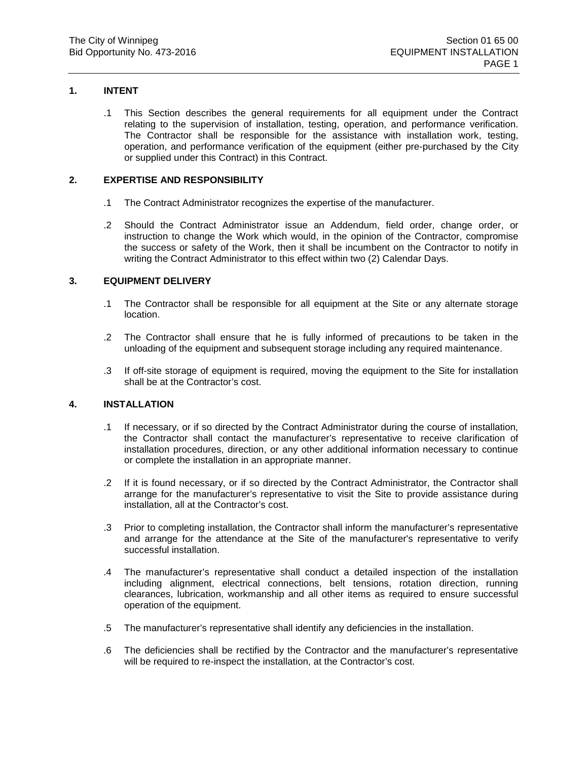## 1. INTENT

.1 This Section describes the general requirements for all equipment under the Contract relating to the supervision of installation, testing, operation, and performance verification. The Contractor shall be responsible for the assistance with installation work, testing, operation, and performance verification of the equipment (either pre-purchased by the City or supplied under this Contract) in this Contract.

## 2. EXPERTISE AND RESPONSIBILITY

.1 The Contract Administrator recognizes the expertise of the manufacturer.

.2 Should the Contract Administrator issue an Addendum, field order, change order, or instruction to change the Work which would, in the opinion of the Contractor, compromise the success or safety of the Work, then it shall be incumbent on the Contractor to notify in writing the Contract Administrator to this effect within two (2) Calendar Days.

## 3. EQUIPMENT DELIVERY

.1 The Contractor shall be responsible for all equipment at the Site or any alternate storage location.

.2 The Contractor shall ensure that he is fully informed of precautions to be taken in the unloading of the equipment and subsequent storage including any required maintenance.

.3 If off-site storage of equipment is required, moving the equipment to the Site for installation shall be at the Contractor's cost.

## 4. INSTALLATION

.1 If necessary, or if so directed by the Contract Administrator during the course of installation, the Contractor shall contact the manufacturer's representative to receive clarification of installation procedures, direction, or any other additional information necessary to continue or complete the installation in an appropriate manner.

.2 If it is found necessary, or if so directed by the Contract Administrator, the Contractor shall arrange for the manufacturer's representative to visit the Site to provide assistance during installation, all at the Contractor's cost.

.3 Prior to completing installation, the Contractor shall inform the manufacturer's representative and arrange for the attendance at the Site of the manufacturer's representative to verify successful installation.

.4 The manufacturer's representative shall conduct a detailed inspection of the installation including alignment, electrical connections, belt tensions, rotation direction, running clearances, lubrication, workmanship and all other items as required to ensure successful operation of the equipment.

.5 The manufacturer's representative shall identify any deficiencies in the installation.

.6 The deficiencies shall be rectified by the Contractor and the manufacturer's representative will be required to re-inspect the installation, at the Contractor's cost.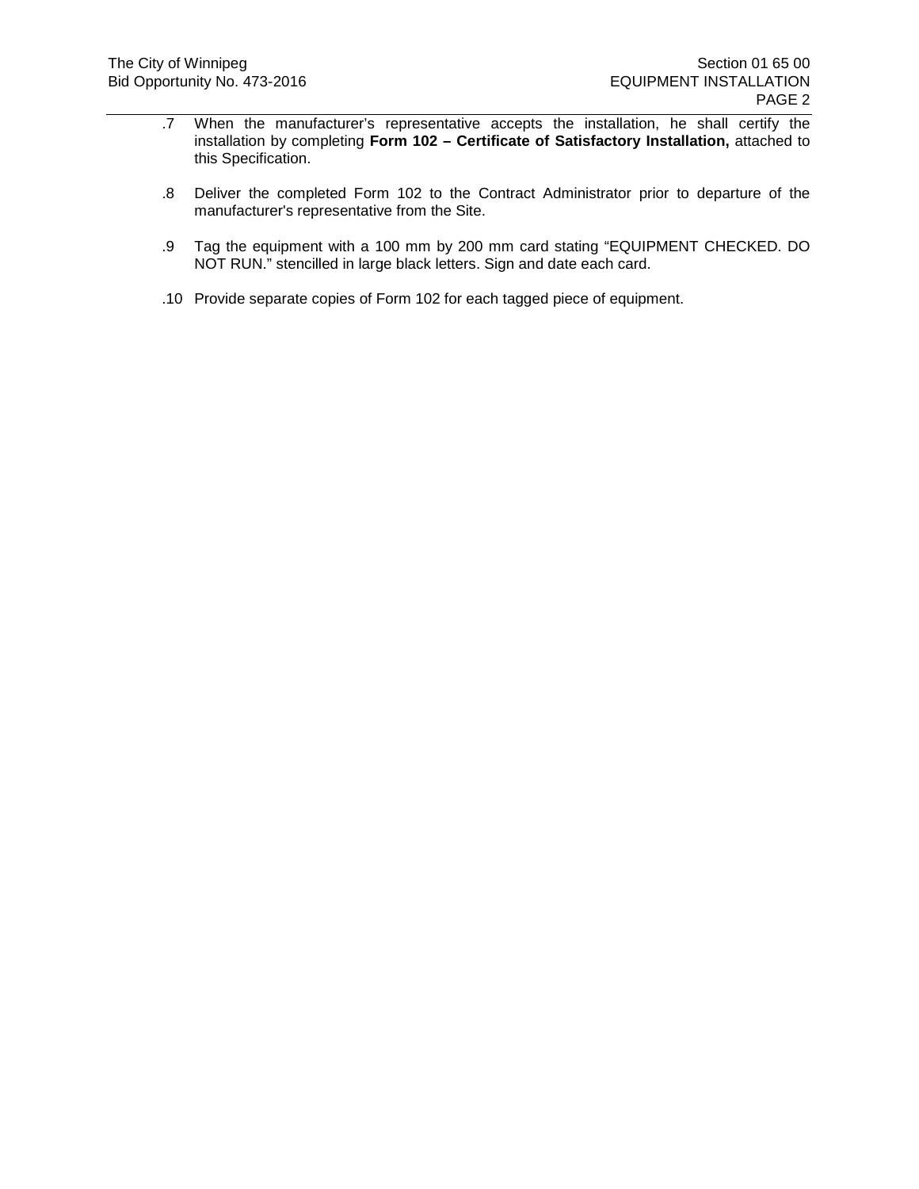.7 When the manufacturer's representative accepts the installation, he shall certify the installation by completing **Form 102 – Certificate of Satisfactory Installation,** attached to this Specification.

.8 Deliver the completed Form 102 to the Contract Administrator prior to departure of the manufacturer's representative from the Site.

.9 Tag the equipment with a 100 mm by 200 mm card stating "EQUIPMENT CHECKED. DO NOT RUN." stencilled in large black letters. Sign and date each card.

.10 Provide separate copies of Form 102 for each tagged piece of equipment.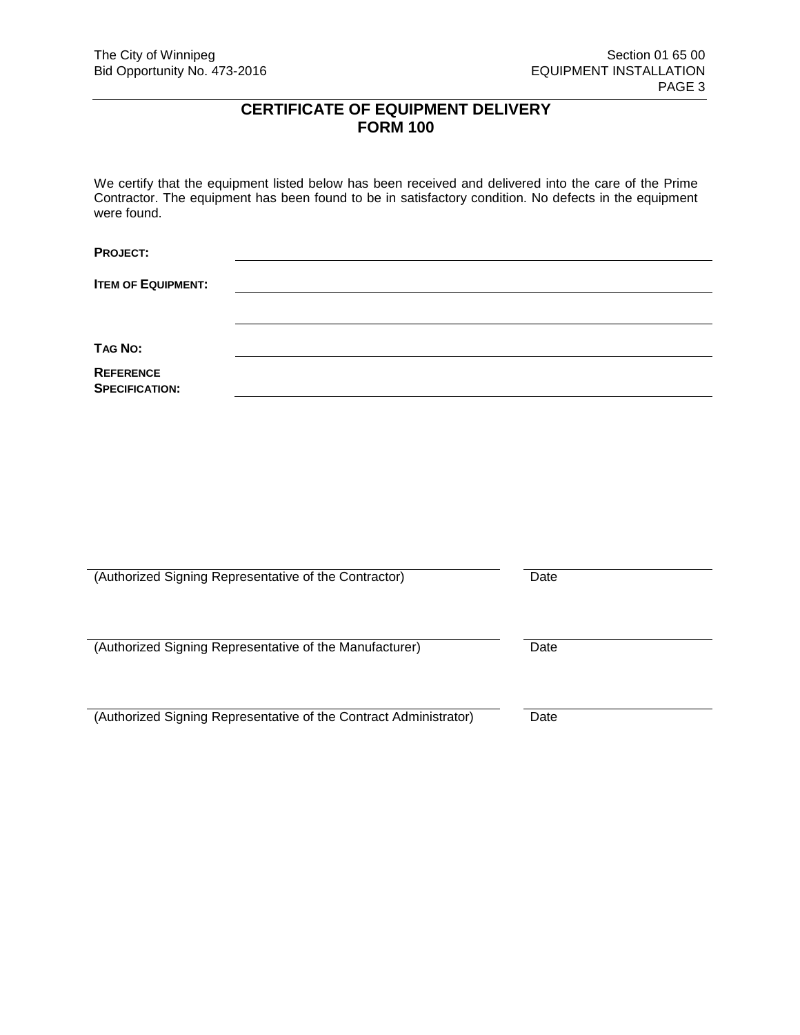# CERTIFICATE OF EQUIPMENT DELIVERY
# FORM 100

We certify that the equipment listed below has been received and delivered into the care of the Prime Contractor. The equipment has been found to be in satisfactory condition. No defects in the equipment were found.

**PROJECT:** ______________________________

**ITEM OF EQUIPMENT:** ______________________________

______________________________

**TAG NO:** ______________________________

**REFERENCE SPECIFICATION:** ______________________________

______________________________ ______________
(Authorized Signing Representative of the Contractor) Date

______________________________ ______________
(Authorized Signing Representative of the Manufacturer) Date

______________________________ ______________
(Authorized Signing Representative of the Contract Administrator) Date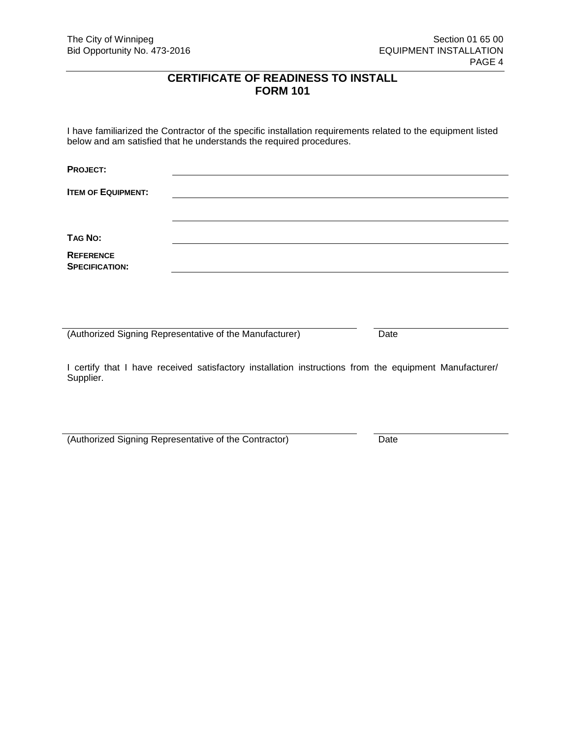# CERTIFICATE OF READINESS TO INSTALL
# FORM 101

I have familiarized the Contractor of the specific installation requirements related to the equipment listed below and am satisfied that he understands the required procedures.

**PROJECT:** \_\_\_\_\_\_\_\_\_\_\_\_\_\_\_\_\_\_\_\_\_\_\_\_\_\_\_\_\_\_\_\_\_\_\_\_\_\_\_\_

**ITEM OF EQUIPMENT:** \_\_\_\_\_\_\_\_\_\_\_\_\_\_\_\_\_\_\_\_\_\_\_\_\_\_\_\_\_\_\_\_\_\_\_\_\_\_\_\_

\_\_\_\_\_\_\_\_\_\_\_\_\_\_\_\_\_\_\_\_\_\_\_\_\_\_\_\_\_\_\_\_\_\_\_\_\_\_\_\_

**TAG NO:** \_\_\_\_\_\_\_\_\_\_\_\_\_\_\_\_\_\_\_\_\_\_\_\_\_\_\_\_\_\_\_\_\_\_\_\_\_\_\_\_

**REFERENCE SPECIFICATION:** \_\_\_\_\_\_\_\_\_\_\_\_\_\_\_\_\_\_\_\_\_\_\_\_\_\_\_\_\_\_\_\_\_\_\_\_\_\_\_\_

\_\_\_\_\_\_\_\_\_\_\_\_\_\_\_\_\_\_\_\_\_\_\_\_\_\_\_\_\_\_\_\_\_\_\_\_\_\_\_\_ \_\_\_\_\_\_\_\_\_\_\_\_\_\_\_\_

(Authorized Signing Representative of the Manufacturer) Date

I certify that I have received satisfactory installation instructions from the equipment Manufacturer/ Supplier.

\_\_\_\_\_\_\_\_\_\_\_\_\_\_\_\_\_\_\_\_\_\_\_\_\_\_\_\_\_\_\_\_\_\_\_\_\_\_\_\_ \_\_\_\_\_\_\_\_\_\_\_\_\_\_\_\_

(Authorized Signing Representative of the Contractor) Date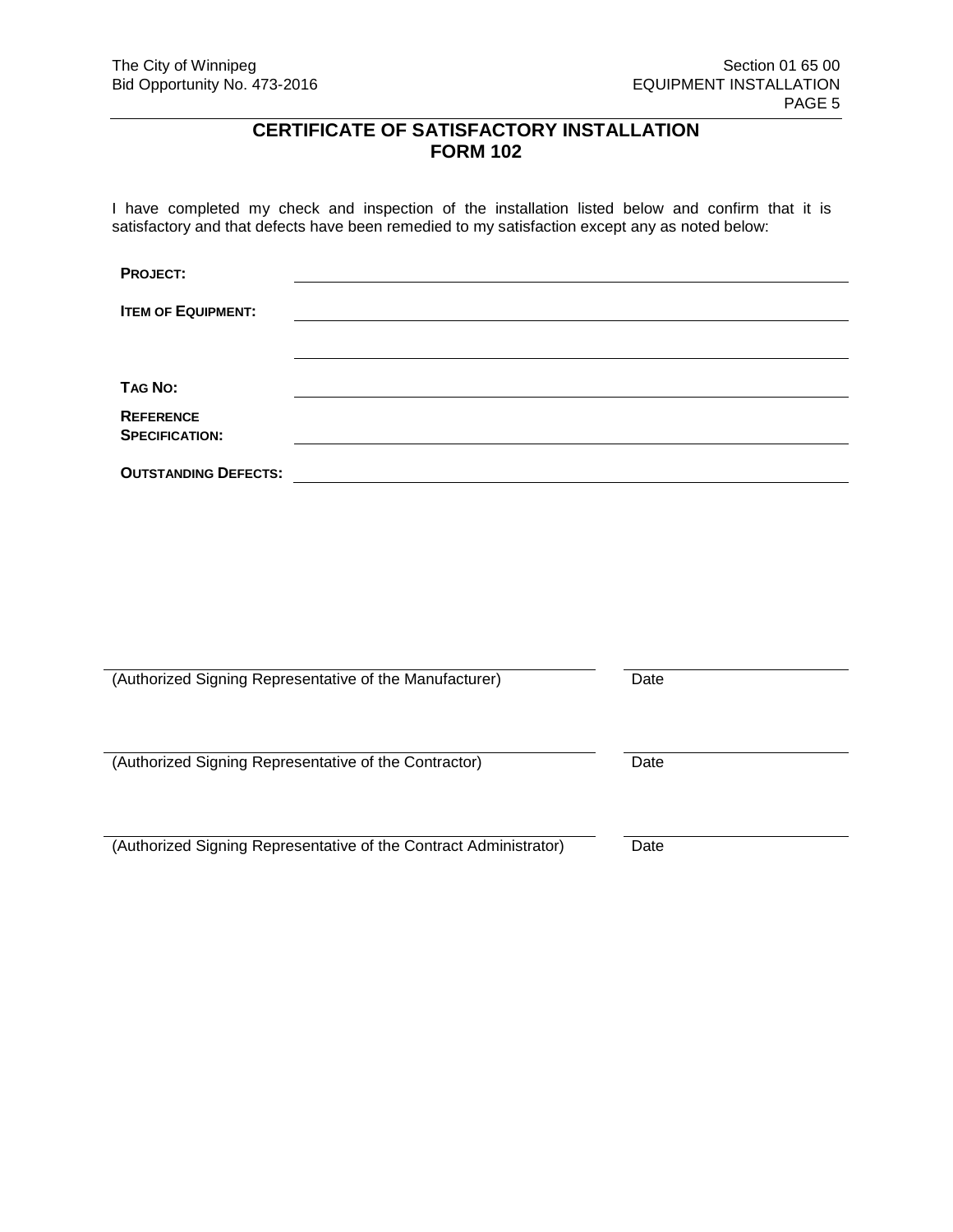# CERTIFICATE OF SATISFACTORY INSTALLATION
# FORM 102

I have completed my check and inspection of the installation listed below and confirm that it is satisfactory and that defects have been remedied to my satisfaction except any as noted below:

**PROJECT:** ______________________________________________

**ITEM OF EQUIPMENT:** ______________________________________________

______________________________________________

**TAG NO:** ______________________________________________

**REFERENCE SPECIFICATION:** ______________________________________________

**OUTSTANDING DEFECTS:** ______________________________________________

______________________________________________ ____________________
(Authorized Signing Representative of the Manufacturer) Date

______________________________________________ ____________________
(Authorized Signing Representative of the Contractor) Date

______________________________________________ ____________________
(Authorized Signing Representative of the Contract Administrator) Date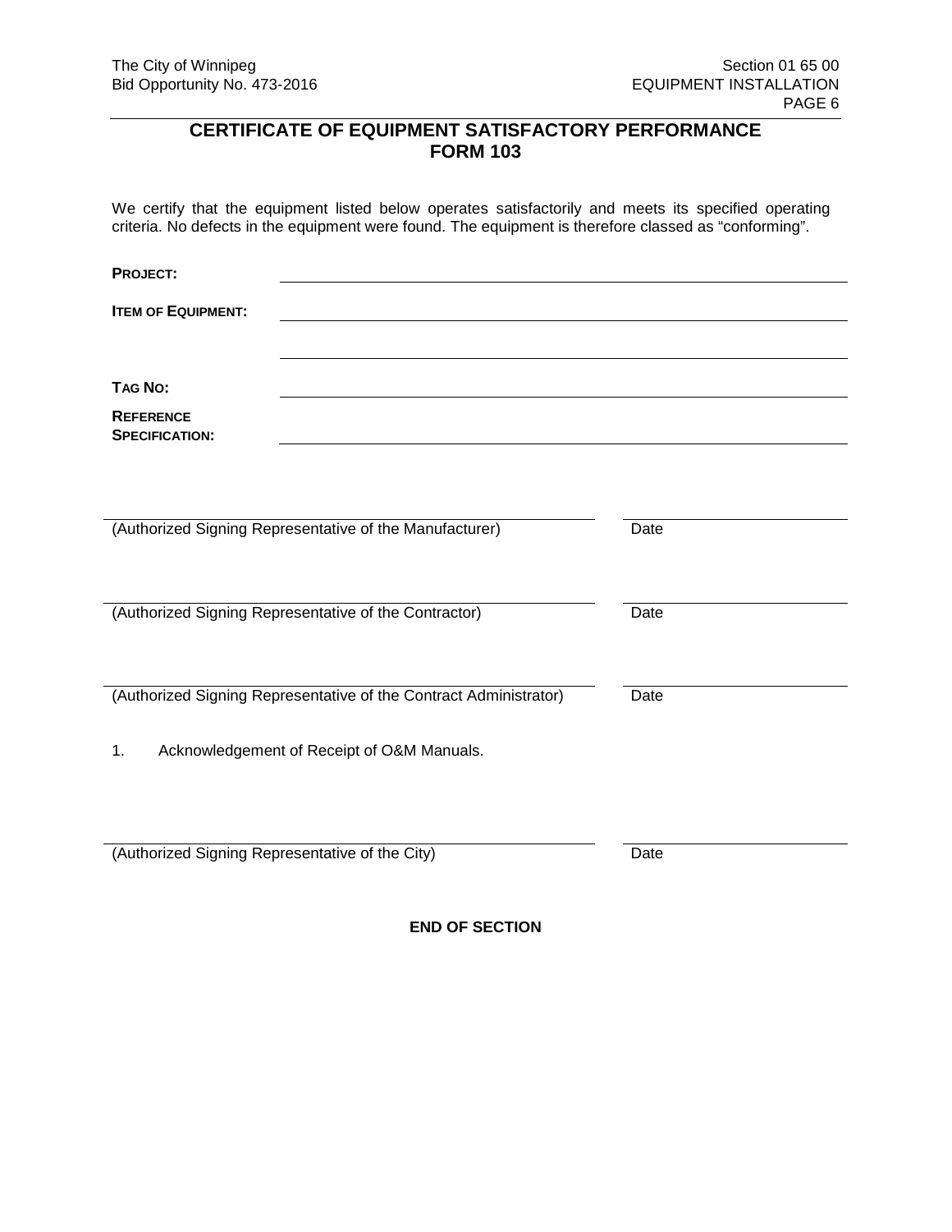## CERTIFICATE OF EQUIPMENT SATISFACTORY PERFORMANCE
## FORM 103

We certify that the equipment listed below operates satisfactorily and meets its specified operating criteria. No defects in the equipment were found. The equipment is therefore classed as "conforming".

**PROJECT:** ______________________________________________

**ITEM OF EQUIPMENT:** ______________________________________________

______________________________________________

**TAG NO:** ______________________________________________

**REFERENCE SPECIFICATION:** ______________________________________________

______________________________________________ ____________________
(Authorized Signing Representative of the Manufacturer) Date

______________________________________________ ____________________
(Authorized Signing Representative of the Contractor) Date

______________________________________________ ____________________
(Authorized Signing Representative of the Contract Administrator) Date

1. Acknowledgement of Receipt of O&M Manuals.

______________________________________________ ____________________
(Authorized Signing Representative of the City) Date

**END OF SECTION**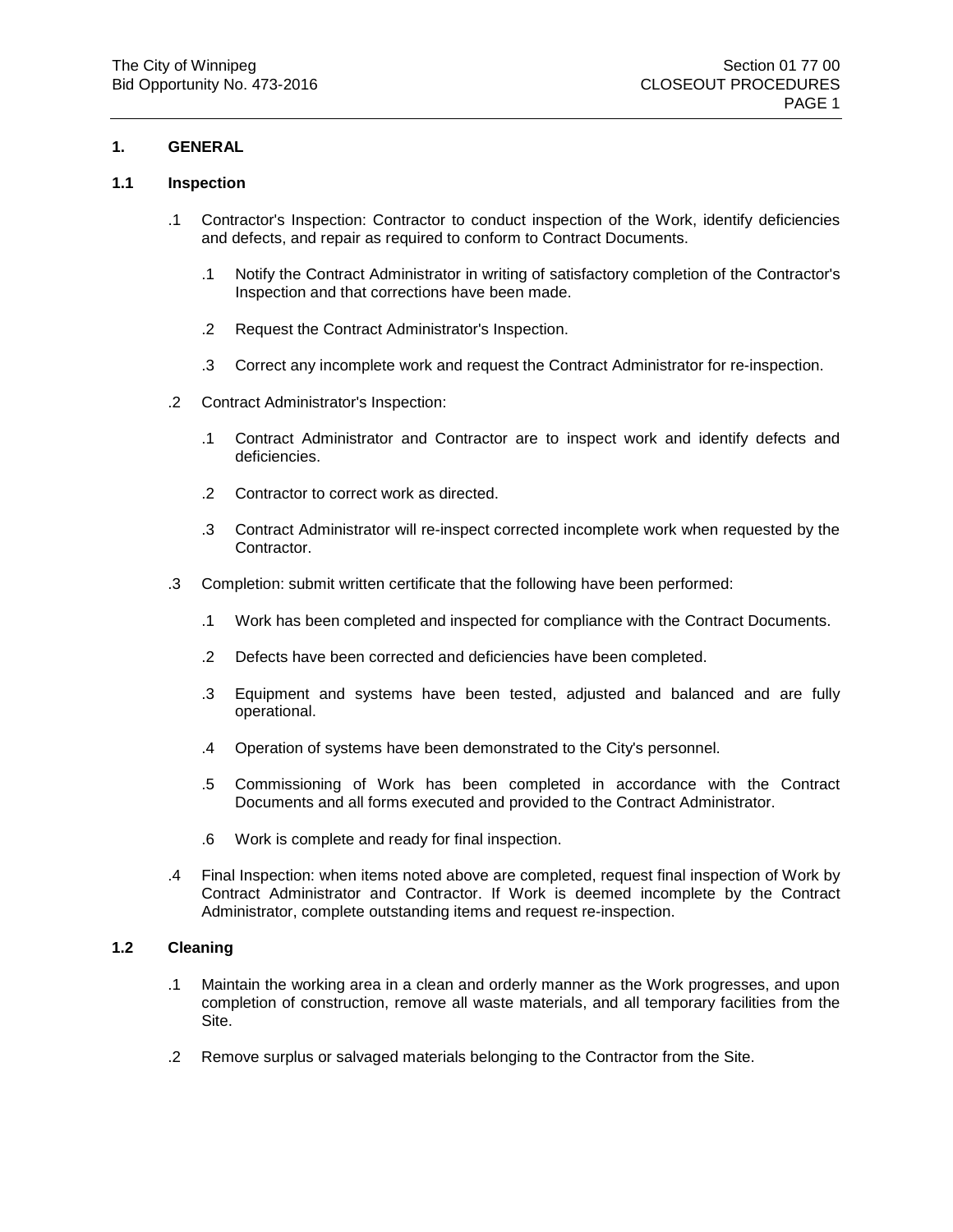## 1. GENERAL

### 1.1 Inspection

.1 Contractor's Inspection: Contractor to conduct inspection of the Work, identify deficiencies and defects, and repair as required to conform to Contract Documents.

  .1 Notify the Contract Administrator in writing of satisfactory completion of the Contractor's Inspection and that corrections have been made.

  .2 Request the Contract Administrator's Inspection.

  .3 Correct any incomplete work and request the Contract Administrator for re-inspection.

.2 Contract Administrator's Inspection:

  .1 Contract Administrator and Contractor are to inspect work and identify defects and deficiencies.

  .2 Contractor to correct work as directed.

  .3 Contract Administrator will re-inspect corrected incomplete work when requested by the Contractor.

.3 Completion: submit written certificate that the following have been performed:

  .1 Work has been completed and inspected for compliance with the Contract Documents.

  .2 Defects have been corrected and deficiencies have been completed.

  .3 Equipment and systems have been tested, adjusted and balanced and are fully operational.

  .4 Operation of systems have been demonstrated to the City's personnel.

  .5 Commissioning of Work has been completed in accordance with the Contract Documents and all forms executed and provided to the Contract Administrator.

  .6 Work is complete and ready for final inspection.

.4 Final Inspection: when items noted above are completed, request final inspection of Work by Contract Administrator and Contractor. If Work is deemed incomplete by the Contract Administrator, complete outstanding items and request re-inspection.

### 1.2 Cleaning

.1 Maintain the working area in a clean and orderly manner as the Work progresses, and upon completion of construction, remove all waste materials, and all temporary facilities from the Site.

.2 Remove surplus or salvaged materials belonging to the Contractor from the Site.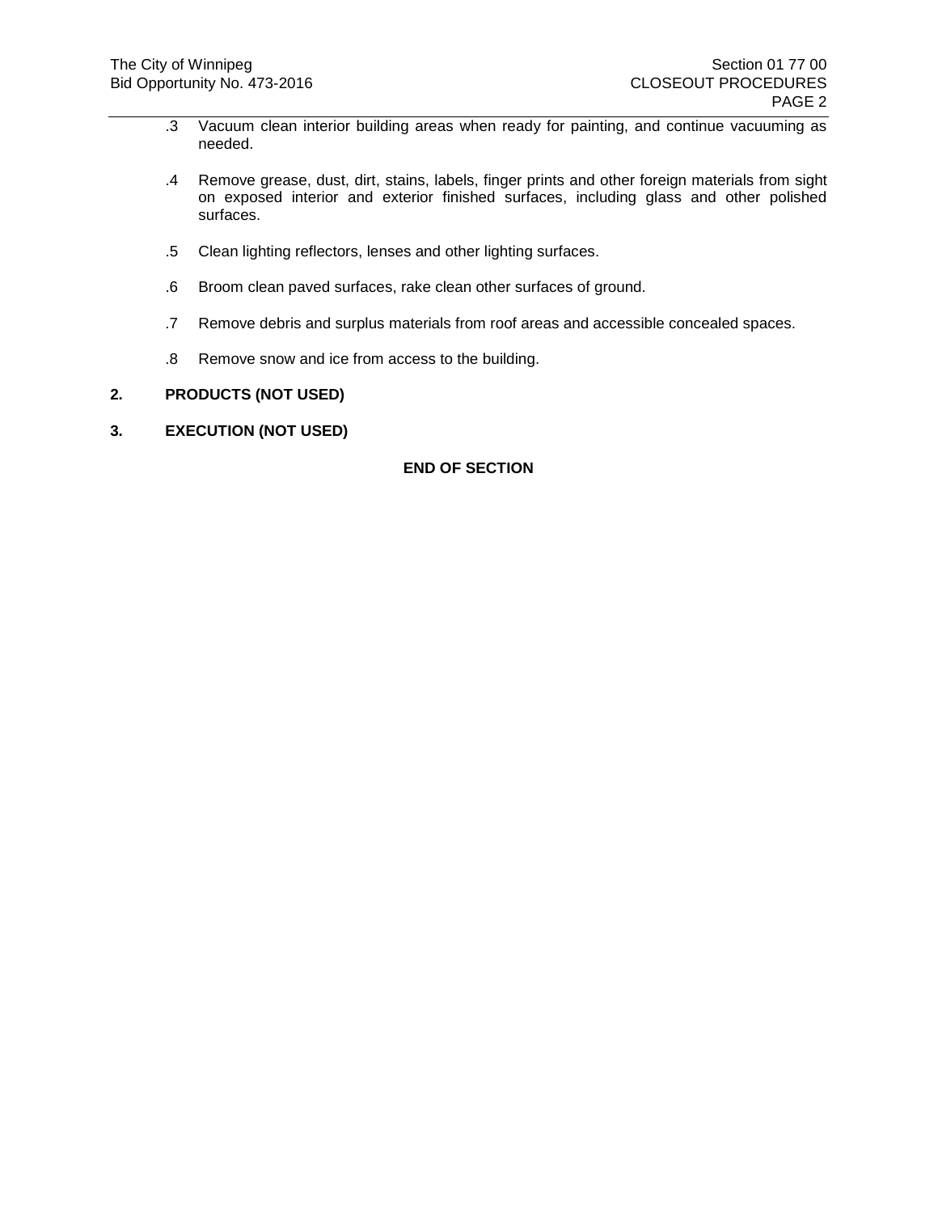.3 Vacuum clean interior building areas when ready for painting, and continue vacuuming as needed.

.4 Remove grease, dust, dirt, stains, labels, finger prints and other foreign materials from sight on exposed interior and exterior finished surfaces, including glass and other polished surfaces.

.5 Clean lighting reflectors, lenses and other lighting surfaces.

.6 Broom clean paved surfaces, rake clean other surfaces of ground.

.7 Remove debris and surplus materials from roof areas and accessible concealed spaces.

.8 Remove snow and ice from access to the building.

## 2. PRODUCTS (NOT USED)

## 3. EXECUTION (NOT USED)

**END OF SECTION**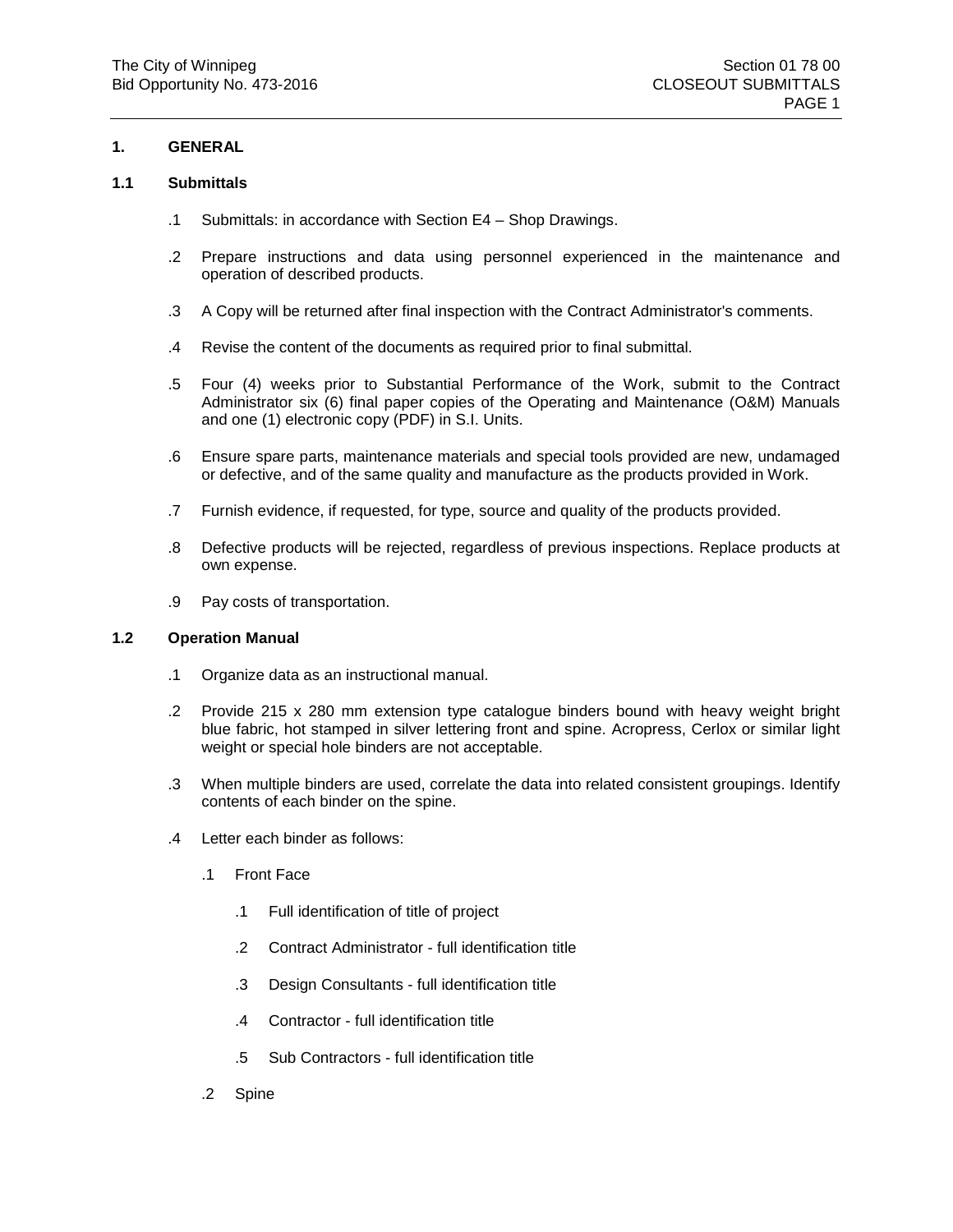## 1. GENERAL

### 1.1 Submittals

.1 Submittals: in accordance with Section E4 – Shop Drawings.

.2 Prepare instructions and data using personnel experienced in the maintenance and operation of described products.

.3 A Copy will be returned after final inspection with the Contract Administrator's comments.

.4 Revise the content of the documents as required prior to final submittal.

.5 Four (4) weeks prior to Substantial Performance of the Work, submit to the Contract Administrator six (6) final paper copies of the Operating and Maintenance (O&M) Manuals and one (1) electronic copy (PDF) in S.I. Units.

.6 Ensure spare parts, maintenance materials and special tools provided are new, undamaged or defective, and of the same quality and manufacture as the products provided in Work.

.7 Furnish evidence, if requested, for type, source and quality of the products provided.

.8 Defective products will be rejected, regardless of previous inspections. Replace products at own expense.

.9 Pay costs of transportation.

### 1.2 Operation Manual

.1 Organize data as an instructional manual.

.2 Provide 215 x 280 mm extension type catalogue binders bound with heavy weight bright blue fabric, hot stamped in silver lettering front and spine. Acropress, Cerlox or similar light weight or special hole binders are not acceptable.

.3 When multiple binders are used, correlate the data into related consistent groupings. Identify contents of each binder on the spine.

.4 Letter each binder as follows:

  .1 Front Face

    .1 Full identification of title of project

    .2 Contract Administrator - full identification title

    .3 Design Consultants - full identification title

    .4 Contractor - full identification title

    .5 Sub Contractors - full identification title

  .2 Spine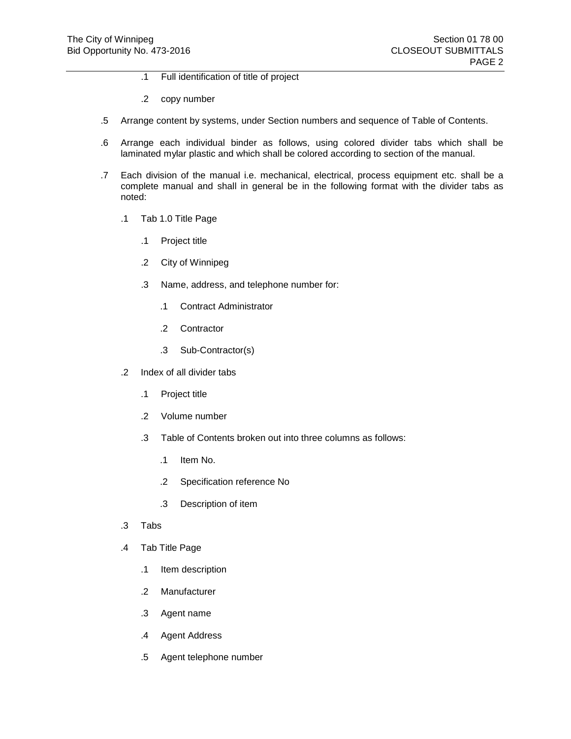.1 Full identification of title of project

.2 copy number

.5 Arrange content by systems, under Section numbers and sequence of Table of Contents.

.6 Arrange each individual binder as follows, using colored divider tabs which shall be laminated mylar plastic and which shall be colored according to section of the manual.

.7 Each division of the manual i.e. mechanical, electrical, process equipment etc. shall be a complete manual and shall in general be in the following format with the divider tabs as noted:

   .1 Tab 1.0 Title Page

      .1 Project title

      .2 City of Winnipeg

      .3 Name, address, and telephone number for:

         .1 Contract Administrator

         .2 Contractor

         .3 Sub-Contractor(s)

   .2 Index of all divider tabs

      .1 Project title

      .2 Volume number

      .3 Table of Contents broken out into three columns as follows:

         .1 Item No.

         .2 Specification reference No

         .3 Description of item

   .3 Tabs

   .4 Tab Title Page

      .1 Item description

      .2 Manufacturer

      .3 Agent name

      .4 Agent Address

      .5 Agent telephone number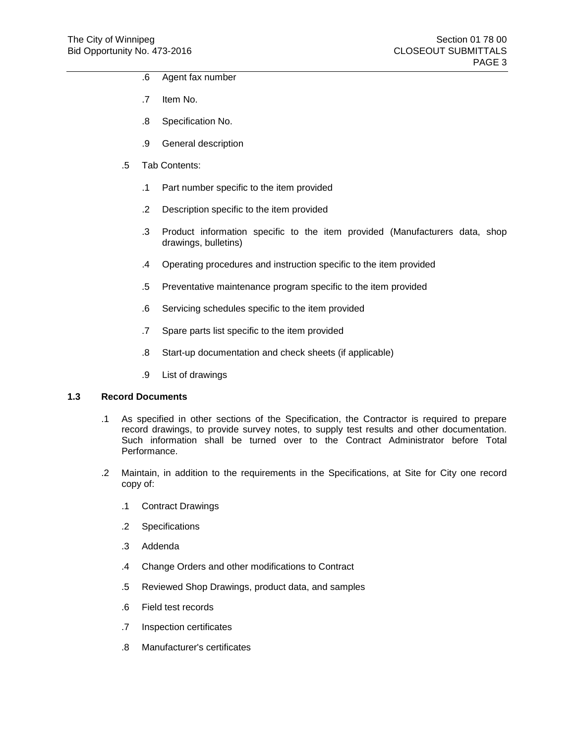.6 Agent fax number

.7 Item No.

.8 Specification No.

.9 General description

.5 Tab Contents:

.1 Part number specific to the item provided

.2 Description specific to the item provided

.3 Product information specific to the item provided (Manufacturers data, shop drawings, bulletins)

.4 Operating procedures and instruction specific to the item provided

.5 Preventative maintenance program specific to the item provided

.6 Servicing schedules specific to the item provided

.7 Spare parts list specific to the item provided

.8 Start-up documentation and check sheets (if applicable)

.9 List of drawings

**1.3 Record Documents**

.1 As specified in other sections of the Specification, the Contractor is required to prepare record drawings, to provide survey notes, to supply test results and other documentation. Such information shall be turned over to the Contract Administrator before Total Performance.

.2 Maintain, in addition to the requirements in the Specifications, at Site for City one record copy of:

.1 Contract Drawings

.2 Specifications

.3 Addenda

.4 Change Orders and other modifications to Contract

.5 Reviewed Shop Drawings, product data, and samples

.6 Field test records

.7 Inspection certificates

.8 Manufacturer's certificates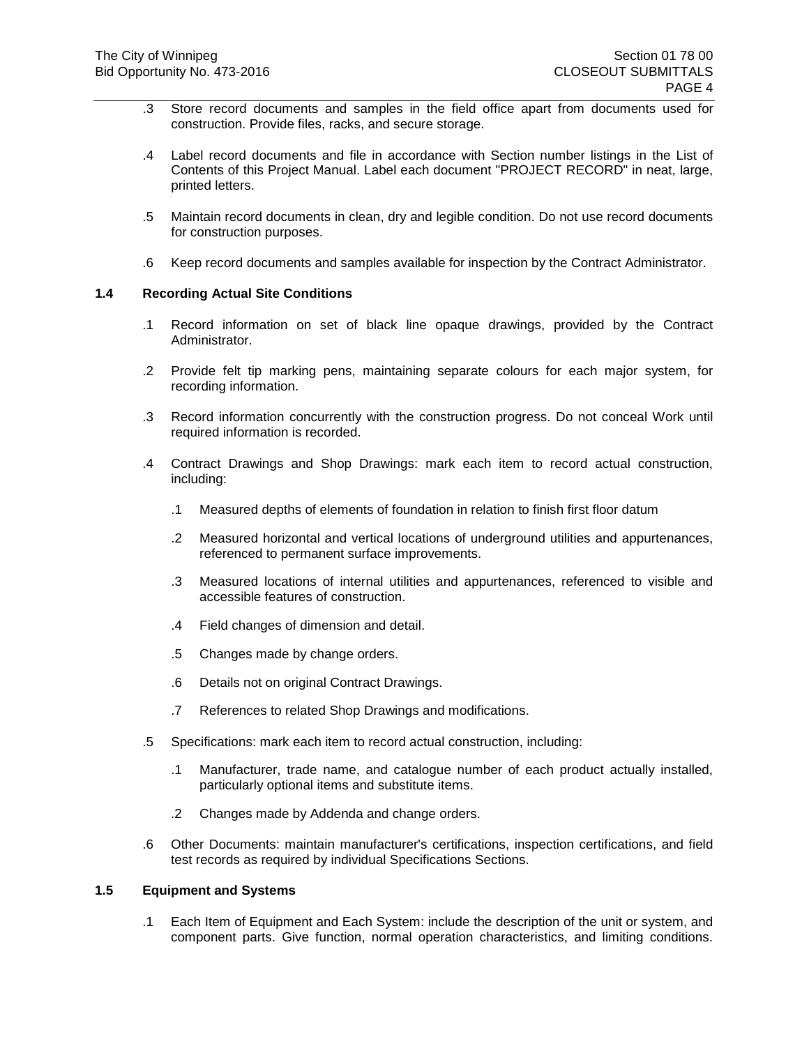.3 Store record documents and samples in the field office apart from documents used for construction. Provide files, racks, and secure storage.

.4 Label record documents and file in accordance with Section number listings in the List of Contents of this Project Manual. Label each document "PROJECT RECORD" in neat, large, printed letters.

.5 Maintain record documents in clean, dry and legible condition. Do not use record documents for construction purposes.

.6 Keep record documents and samples available for inspection by the Contract Administrator.

### 1.4 Recording Actual Site Conditions

.1 Record information on set of black line opaque drawings, provided by the Contract Administrator.

.2 Provide felt tip marking pens, maintaining separate colours for each major system, for recording information.

.3 Record information concurrently with the construction progress. Do not conceal Work until required information is recorded.

.4 Contract Drawings and Shop Drawings: mark each item to record actual construction, including:

- .1 Measured depths of elements of foundation in relation to finish first floor datum
- .2 Measured horizontal and vertical locations of underground utilities and appurtenances, referenced to permanent surface improvements.
- .3 Measured locations of internal utilities and appurtenances, referenced to visible and accessible features of construction.
- .4 Field changes of dimension and detail.
- .5 Changes made by change orders.
- .6 Details not on original Contract Drawings.
- .7 References to related Shop Drawings and modifications.

.5 Specifications: mark each item to record actual construction, including:

- .1 Manufacturer, trade name, and catalogue number of each product actually installed, particularly optional items and substitute items.
- .2 Changes made by Addenda and change orders.

.6 Other Documents: maintain manufacturer's certifications, inspection certifications, and field test records as required by individual Specifications Sections.

### 1.5 Equipment and Systems

.1 Each Item of Equipment and Each System: include the description of the unit or system, and component parts. Give function, normal operation characteristics, and limiting conditions.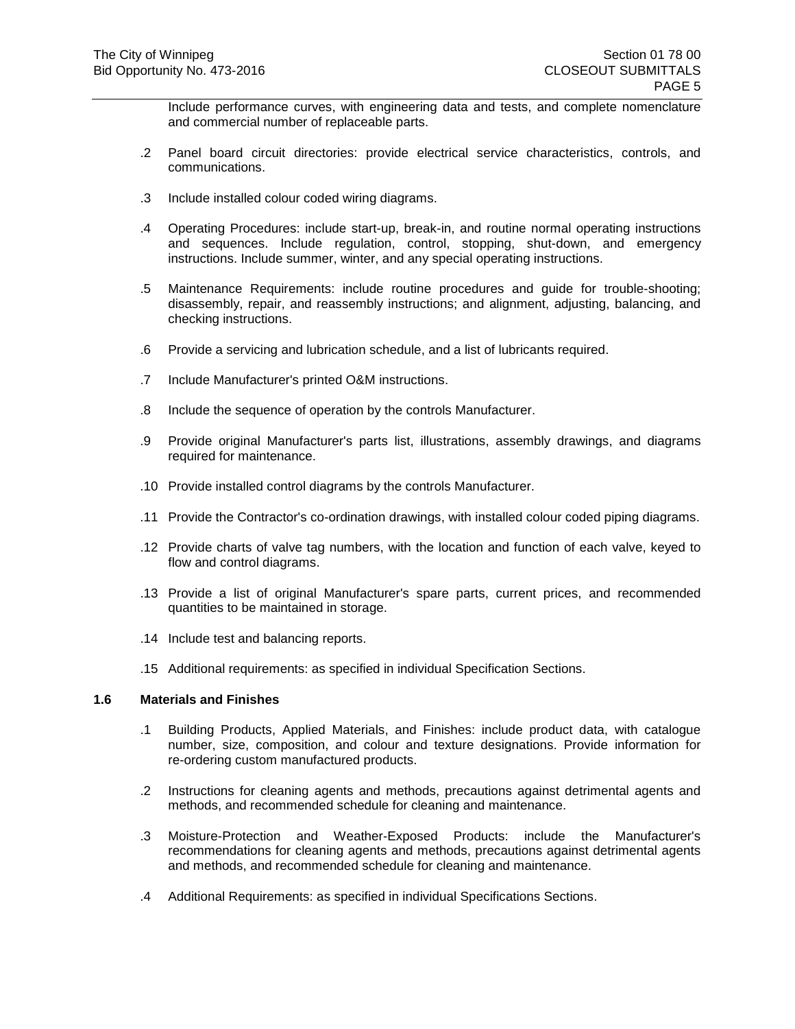Include performance curves, with engineering data and tests, and complete nomenclature and commercial number of replaceable parts.

.2 Panel board circuit directories: provide electrical service characteristics, controls, and communications.

.3 Include installed colour coded wiring diagrams.

.4 Operating Procedures: include start-up, break-in, and routine normal operating instructions and sequences. Include regulation, control, stopping, shut-down, and emergency instructions. Include summer, winter, and any special operating instructions.

.5 Maintenance Requirements: include routine procedures and guide for trouble-shooting; disassembly, repair, and reassembly instructions; and alignment, adjusting, balancing, and checking instructions.

.6 Provide a servicing and lubrication schedule, and a list of lubricants required.

.7 Include Manufacturer's printed O&M instructions.

.8 Include the sequence of operation by the controls Manufacturer.

.9 Provide original Manufacturer's parts list, illustrations, assembly drawings, and diagrams required for maintenance.

.10 Provide installed control diagrams by the controls Manufacturer.

.11 Provide the Contractor's co-ordination drawings, with installed colour coded piping diagrams.

.12 Provide charts of valve tag numbers, with the location and function of each valve, keyed to flow and control diagrams.

.13 Provide a list of original Manufacturer's spare parts, current prices, and recommended quantities to be maintained in storage.

.14 Include test and balancing reports.

.15 Additional requirements: as specified in individual Specification Sections.

**1.6 Materials and Finishes**

.1 Building Products, Applied Materials, and Finishes: include product data, with catalogue number, size, composition, and colour and texture designations. Provide information for re-ordering custom manufactured products.

.2 Instructions for cleaning agents and methods, precautions against detrimental agents and methods, and recommended schedule for cleaning and maintenance.

.3 Moisture-Protection and Weather-Exposed Products: include the Manufacturer's recommendations for cleaning agents and methods, precautions against detrimental agents and methods, and recommended schedule for cleaning and maintenance.

.4 Additional Requirements: as specified in individual Specifications Sections.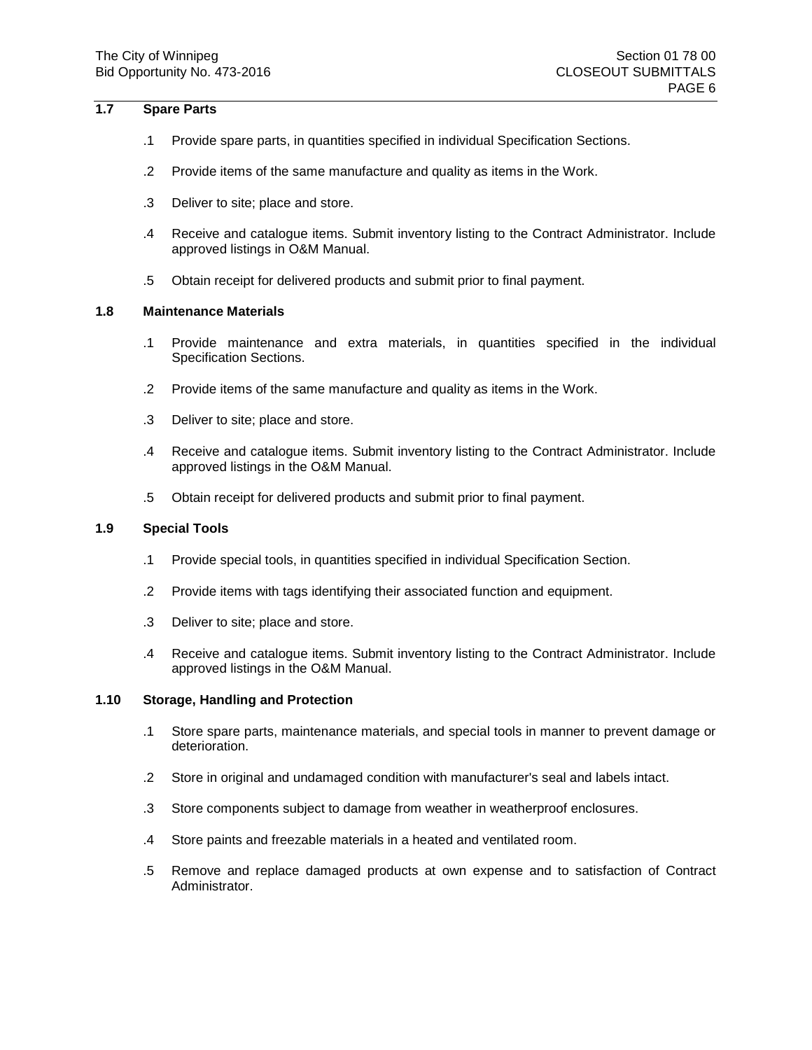## 1.7 Spare Parts

.1 Provide spare parts, in quantities specified in individual Specification Sections.

.2 Provide items of the same manufacture and quality as items in the Work.

.3 Deliver to site; place and store.

.4 Receive and catalogue items. Submit inventory listing to the Contract Administrator. Include approved listings in O&M Manual.

.5 Obtain receipt for delivered products and submit prior to final payment.

## 1.8 Maintenance Materials

.1 Provide maintenance and extra materials, in quantities specified in the individual Specification Sections.

.2 Provide items of the same manufacture and quality as items in the Work.

.3 Deliver to site; place and store.

.4 Receive and catalogue items. Submit inventory listing to the Contract Administrator. Include approved listings in the O&M Manual.

.5 Obtain receipt for delivered products and submit prior to final payment.

## 1.9 Special Tools

.1 Provide special tools, in quantities specified in individual Specification Section.

.2 Provide items with tags identifying their associated function and equipment.

.3 Deliver to site; place and store.

.4 Receive and catalogue items. Submit inventory listing to the Contract Administrator. Include approved listings in the O&M Manual.

## 1.10 Storage, Handling and Protection

.1 Store spare parts, maintenance materials, and special tools in manner to prevent damage or deterioration.

.2 Store in original and undamaged condition with manufacturer's seal and labels intact.

.3 Store components subject to damage from weather in weatherproof enclosures.

.4 Store paints and freezable materials in a heated and ventilated room.

.5 Remove and replace damaged products at own expense and to satisfaction of Contract Administrator.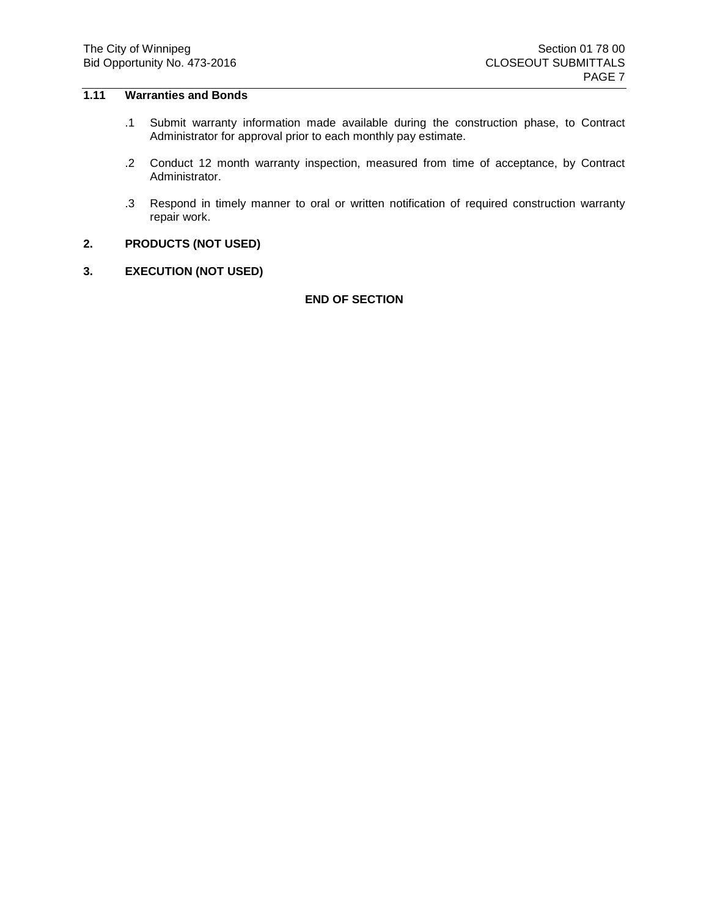## 1.11 Warranties and Bonds

.1 Submit warranty information made available during the construction phase, to Contract Administrator for approval prior to each monthly pay estimate.

.2 Conduct 12 month warranty inspection, measured from time of acceptance, by Contract Administrator.

.3 Respond in timely manner to oral or written notification of required construction warranty repair work.

# 2. PRODUCTS (NOT USED)

# 3. EXECUTION (NOT USED)

**END OF SECTION**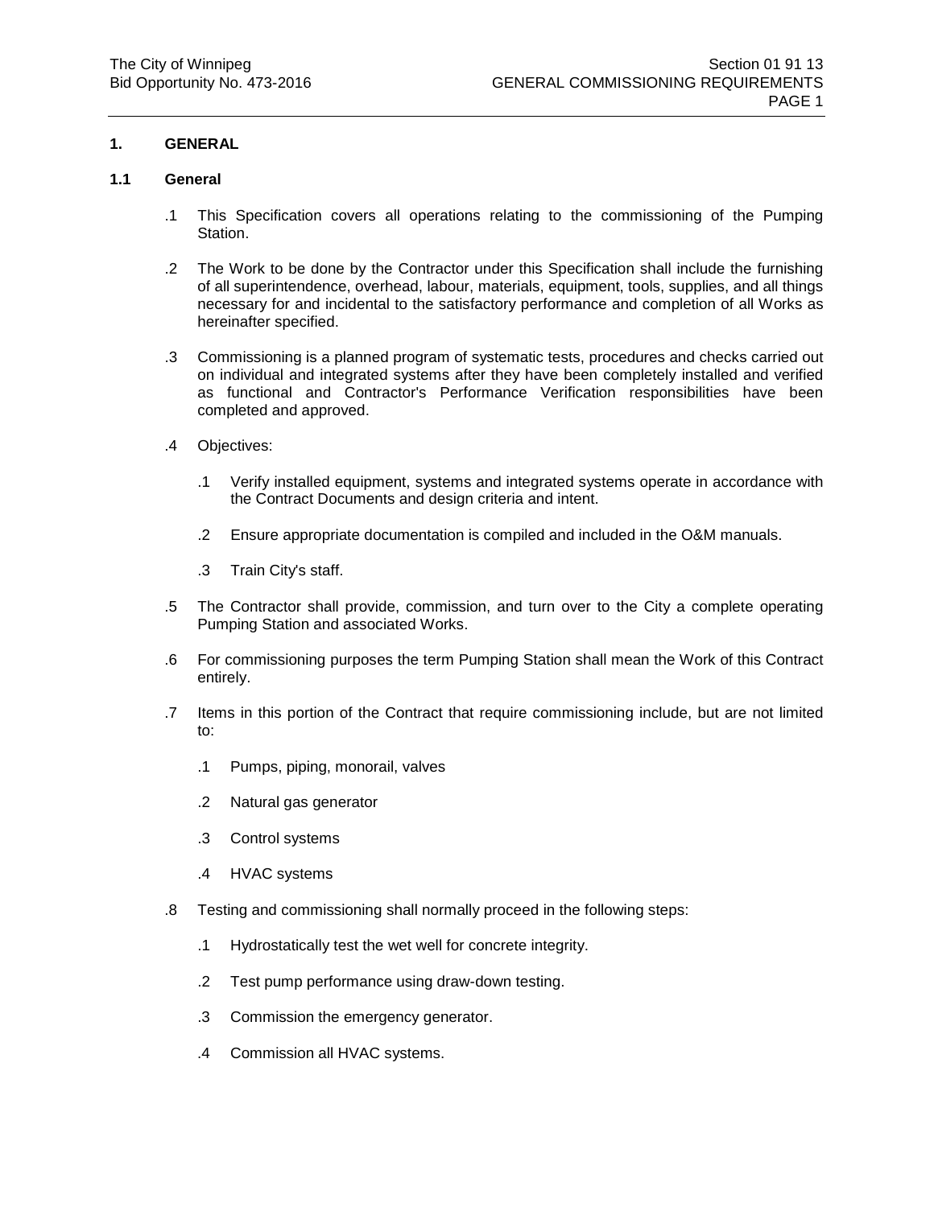## 1. GENERAL

### 1.1 General

.1 This Specification covers all operations relating to the commissioning of the Pumping Station.

.2 The Work to be done by the Contractor under this Specification shall include the furnishing of all superintendence, overhead, labour, materials, equipment, tools, supplies, and all things necessary for and incidental to the satisfactory performance and completion of all Works as hereinafter specified.

.3 Commissioning is a planned program of systematic tests, procedures and checks carried out on individual and integrated systems after they have been completely installed and verified as functional and Contractor's Performance Verification responsibilities have been completed and approved.

.4 Objectives:

- .1 Verify installed equipment, systems and integrated systems operate in accordance with the Contract Documents and design criteria and intent.
- .2 Ensure appropriate documentation is compiled and included in the O&M manuals.
- .3 Train City's staff.

.5 The Contractor shall provide, commission, and turn over to the City a complete operating Pumping Station and associated Works.

.6 For commissioning purposes the term Pumping Station shall mean the Work of this Contract entirely.

.7 Items in this portion of the Contract that require commissioning include, but are not limited to:

- .1 Pumps, piping, monorail, valves
- .2 Natural gas generator
- .3 Control systems
- .4 HVAC systems

.8 Testing and commissioning shall normally proceed in the following steps:

- .1 Hydrostatically test the wet well for concrete integrity.
- .2 Test pump performance using draw-down testing.
- .3 Commission the emergency generator.
- .4 Commission all HVAC systems.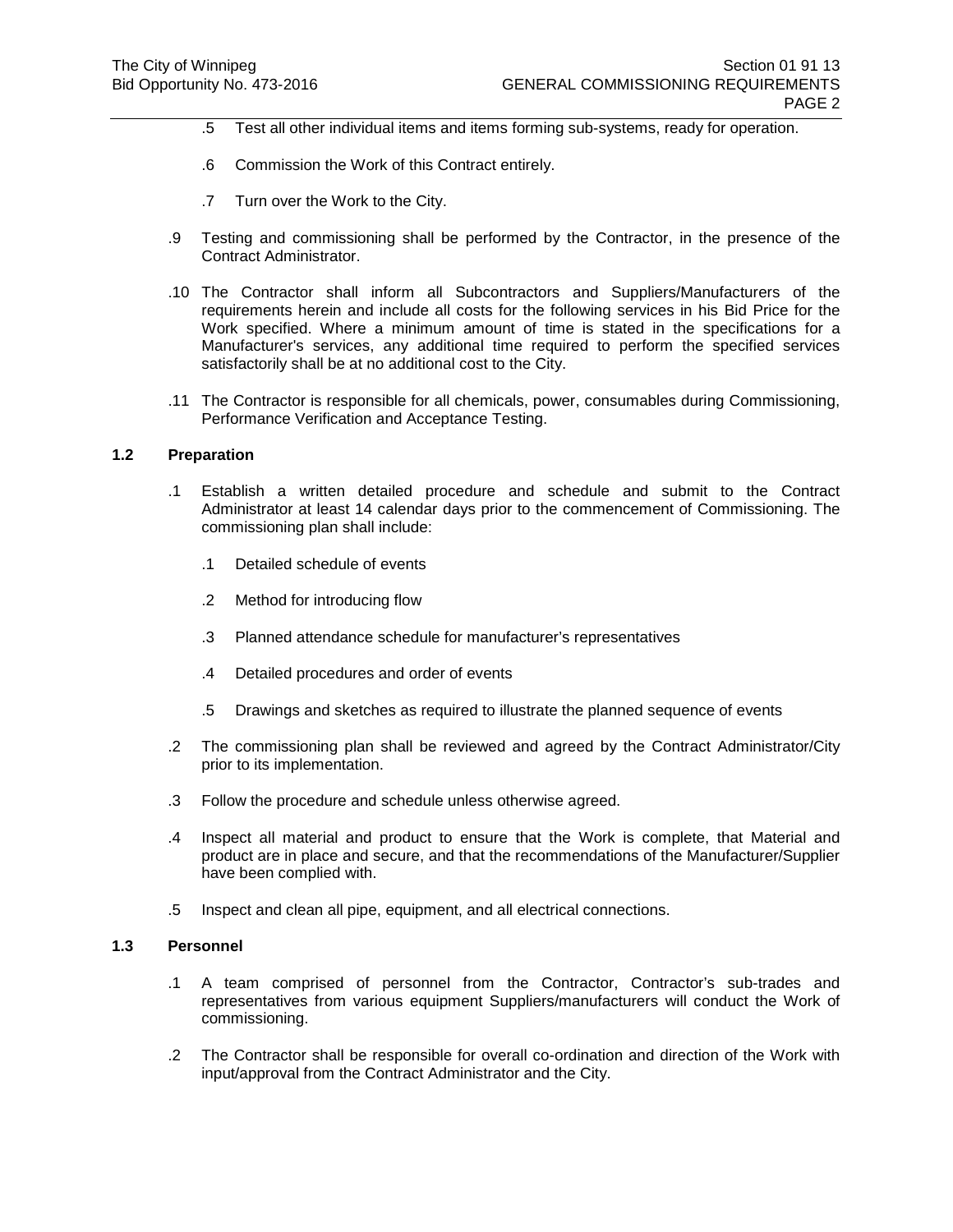.5 Test all other individual items and items forming sub-systems, ready for operation.

.6 Commission the Work of this Contract entirely.

.7 Turn over the Work to the City.

.9 Testing and commissioning shall be performed by the Contractor, in the presence of the Contract Administrator.

.10 The Contractor shall inform all Subcontractors and Suppliers/Manufacturers of the requirements herein and include all costs for the following services in his Bid Price for the Work specified. Where a minimum amount of time is stated in the specifications for a Manufacturer's services, any additional time required to perform the specified services satisfactorily shall be at no additional cost to the City.

.11 The Contractor is responsible for all chemicals, power, consumables during Commissioning, Performance Verification and Acceptance Testing.

### 1.2 Preparation

.1 Establish a written detailed procedure and schedule and submit to the Contract Administrator at least 14 calendar days prior to the commencement of Commissioning. The commissioning plan shall include:

.1 Detailed schedule of events

.2 Method for introducing flow

.3 Planned attendance schedule for manufacturer's representatives

.4 Detailed procedures and order of events

.5 Drawings and sketches as required to illustrate the planned sequence of events

.2 The commissioning plan shall be reviewed and agreed by the Contract Administrator/City prior to its implementation.

.3 Follow the procedure and schedule unless otherwise agreed.

.4 Inspect all material and product to ensure that the Work is complete, that Material and product are in place and secure, and that the recommendations of the Manufacturer/Supplier have been complied with.

.5 Inspect and clean all pipe, equipment, and all electrical connections.

### 1.3 Personnel

.1 A team comprised of personnel from the Contractor, Contractor's sub-trades and representatives from various equipment Suppliers/manufacturers will conduct the Work of commissioning.

.2 The Contractor shall be responsible for overall co-ordination and direction of the Work with input/approval from the Contract Administrator and the City.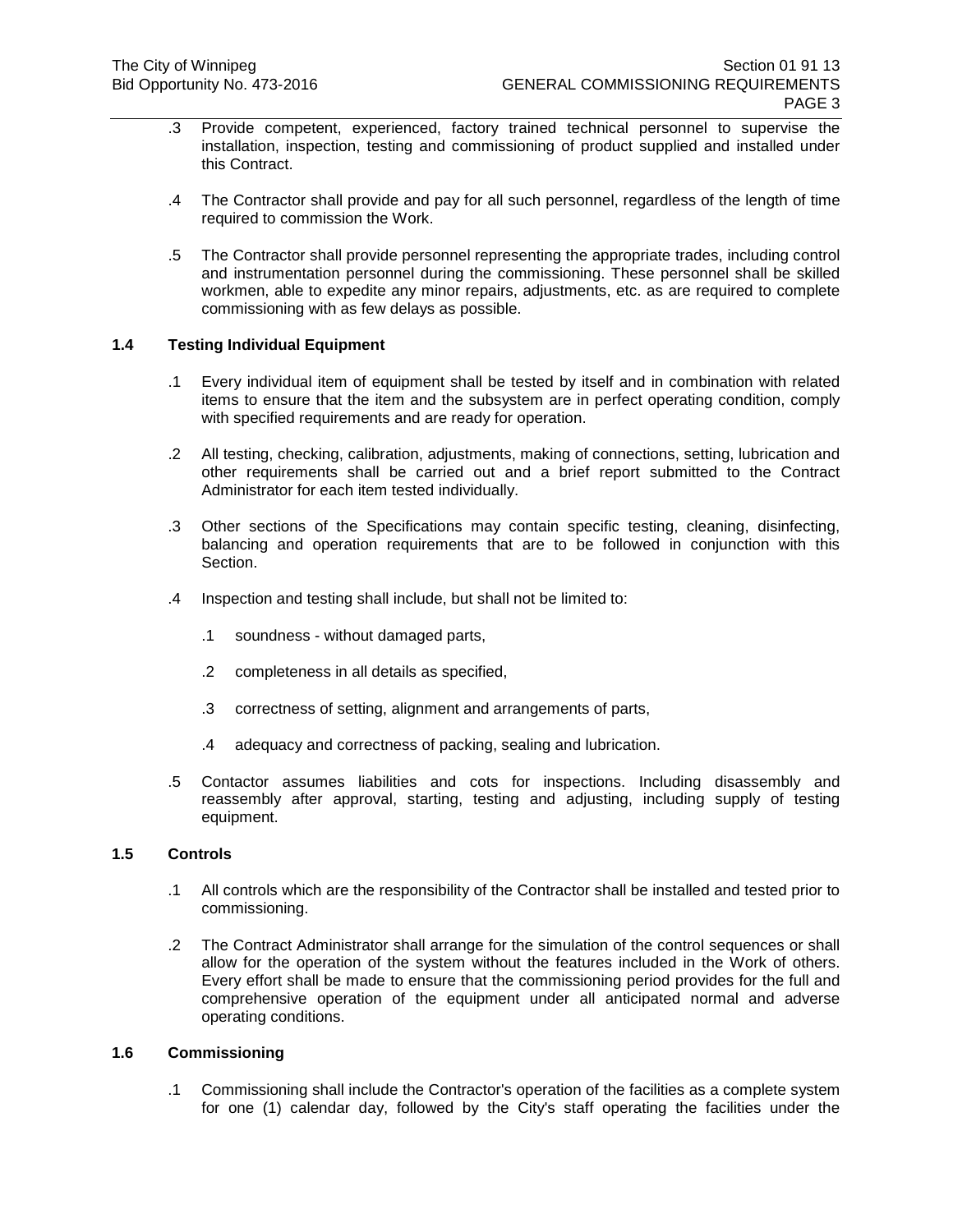.3 Provide competent, experienced, factory trained technical personnel to supervise the installation, inspection, testing and commissioning of product supplied and installed under this Contract.

.4 The Contractor shall provide and pay for all such personnel, regardless of the length of time required to commission the Work.

.5 The Contractor shall provide personnel representing the appropriate trades, including control and instrumentation personnel during the commissioning. These personnel shall be skilled workmen, able to expedite any minor repairs, adjustments, etc. as are required to complete commissioning with as few delays as possible.

### 1.4 Testing Individual Equipment

.1 Every individual item of equipment shall be tested by itself and in combination with related items to ensure that the item and the subsystem are in perfect operating condition, comply with specified requirements and are ready for operation.

.2 All testing, checking, calibration, adjustments, making of connections, setting, lubrication and other requirements shall be carried out and a brief report submitted to the Contract Administrator for each item tested individually.

.3 Other sections of the Specifications may contain specific testing, cleaning, disinfecting, balancing and operation requirements that are to be followed in conjunction with this Section.

.4 Inspection and testing shall include, but shall not be limited to:

- .1 soundness - without damaged parts,
- .2 completeness in all details as specified,
- .3 correctness of setting, alignment and arrangements of parts,
- .4 adequacy and correctness of packing, sealing and lubrication.

.5 Contactor assumes liabilities and cots for inspections. Including disassembly and reassembly after approval, starting, testing and adjusting, including supply of testing equipment.

### 1.5 Controls

.1 All controls which are the responsibility of the Contractor shall be installed and tested prior to commissioning.

.2 The Contract Administrator shall arrange for the simulation of the control sequences or shall allow for the operation of the system without the features included in the Work of others. Every effort shall be made to ensure that the commissioning period provides for the full and comprehensive operation of the equipment under all anticipated normal and adverse operating conditions.

### 1.6 Commissioning

.1 Commissioning shall include the Contractor's operation of the facilities as a complete system for one (1) calendar day, followed by the City's staff operating the facilities under the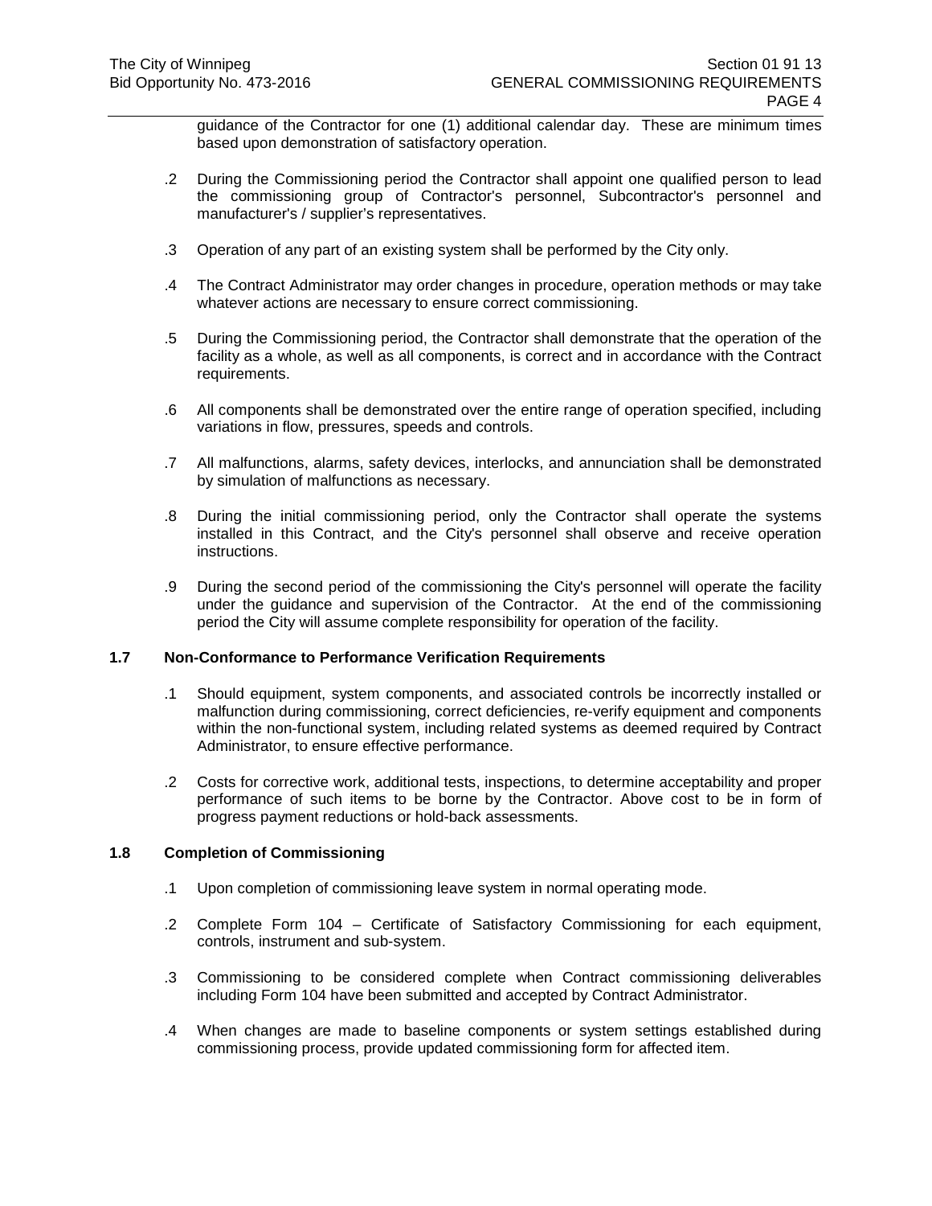guidance of the Contractor for one (1) additional calendar day. These are minimum times based upon demonstration of satisfactory operation.

.2 During the Commissioning period the Contractor shall appoint one qualified person to lead the commissioning group of Contractor's personnel, Subcontractor's personnel and manufacturer's / supplier's representatives.

.3 Operation of any part of an existing system shall be performed by the City only.

.4 The Contract Administrator may order changes in procedure, operation methods or may take whatever actions are necessary to ensure correct commissioning.

.5 During the Commissioning period, the Contractor shall demonstrate that the operation of the facility as a whole, as well as all components, is correct and in accordance with the Contract requirements.

.6 All components shall be demonstrated over the entire range of operation specified, including variations in flow, pressures, speeds and controls.

.7 All malfunctions, alarms, safety devices, interlocks, and annunciation shall be demonstrated by simulation of malfunctions as necessary.

.8 During the initial commissioning period, only the Contractor shall operate the systems installed in this Contract, and the City's personnel shall observe and receive operation instructions.

.9 During the second period of the commissioning the City's personnel will operate the facility under the guidance and supervision of the Contractor. At the end of the commissioning period the City will assume complete responsibility for operation of the facility.

### 1.7 Non-Conformance to Performance Verification Requirements

.1 Should equipment, system components, and associated controls be incorrectly installed or malfunction during commissioning, correct deficiencies, re-verify equipment and components within the non-functional system, including related systems as deemed required by Contract Administrator, to ensure effective performance.

.2 Costs for corrective work, additional tests, inspections, to determine acceptability and proper performance of such items to be borne by the Contractor. Above cost to be in form of progress payment reductions or hold-back assessments.

### 1.8 Completion of Commissioning

.1 Upon completion of commissioning leave system in normal operating mode.

.2 Complete Form 104 – Certificate of Satisfactory Commissioning for each equipment, controls, instrument and sub-system.

.3 Commissioning to be considered complete when Contract commissioning deliverables including Form 104 have been submitted and accepted by Contract Administrator.

.4 When changes are made to baseline components or system settings established during commissioning process, provide updated commissioning form for affected item.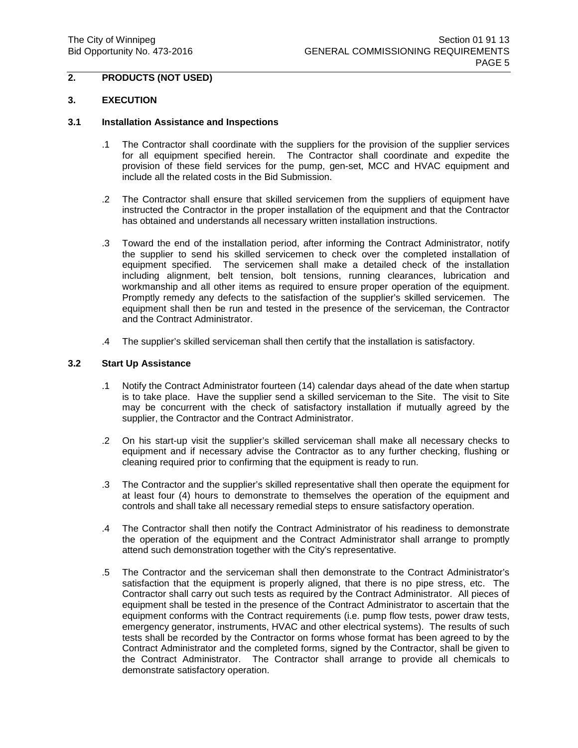## 2. PRODUCTS (NOT USED)

## 3. EXECUTION

### 3.1 Installation Assistance and Inspections

.1 The Contractor shall coordinate with the suppliers for the provision of the supplier services for all equipment specified herein. The Contractor shall coordinate and expedite the provision of these field services for the pump, gen-set, MCC and HVAC equipment and include all the related costs in the Bid Submission.

.2 The Contractor shall ensure that skilled servicemen from the suppliers of equipment have instructed the Contractor in the proper installation of the equipment and that the Contractor has obtained and understands all necessary written installation instructions.

.3 Toward the end of the installation period, after informing the Contract Administrator, notify the supplier to send his skilled servicemen to check over the completed installation of equipment specified. The servicemen shall make a detailed check of the installation including alignment, belt tension, bolt tensions, running clearances, lubrication and workmanship and all other items as required to ensure proper operation of the equipment. Promptly remedy any defects to the satisfaction of the supplier's skilled servicemen. The equipment shall then be run and tested in the presence of the serviceman, the Contractor and the Contract Administrator.

.4 The supplier's skilled serviceman shall then certify that the installation is satisfactory.

### 3.2 Start Up Assistance

.1 Notify the Contract Administrator fourteen (14) calendar days ahead of the date when startup is to take place. Have the supplier send a skilled serviceman to the Site. The visit to Site may be concurrent with the check of satisfactory installation if mutually agreed by the supplier, the Contractor and the Contract Administrator.

.2 On his start-up visit the supplier's skilled serviceman shall make all necessary checks to equipment and if necessary advise the Contractor as to any further checking, flushing or cleaning required prior to confirming that the equipment is ready to run.

.3 The Contractor and the supplier's skilled representative shall then operate the equipment for at least four (4) hours to demonstrate to themselves the operation of the equipment and controls and shall take all necessary remedial steps to ensure satisfactory operation.

.4 The Contractor shall then notify the Contract Administrator of his readiness to demonstrate the operation of the equipment and the Contract Administrator shall arrange to promptly attend such demonstration together with the City's representative.

.5 The Contractor and the serviceman shall then demonstrate to the Contract Administrator's satisfaction that the equipment is properly aligned, that there is no pipe stress, etc. The Contractor shall carry out such tests as required by the Contract Administrator. All pieces of equipment shall be tested in the presence of the Contract Administrator to ascertain that the equipment conforms with the Contract requirements (i.e. pump flow tests, power draw tests, emergency generator, instruments, HVAC and other electrical systems). The results of such tests shall be recorded by the Contractor on forms whose format has been agreed to by the Contract Administrator and the completed forms, signed by the Contractor, shall be given to the Contract Administrator. The Contractor shall arrange to provide all chemicals to demonstrate satisfactory operation.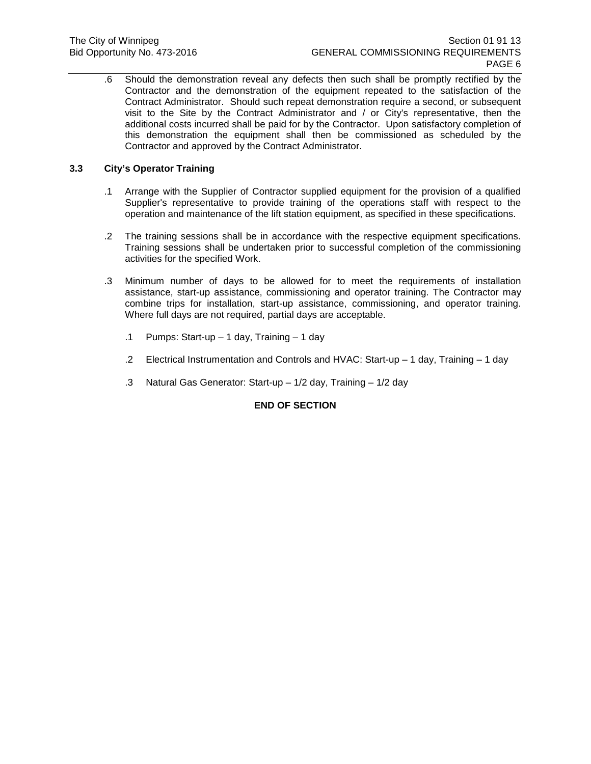.6 Should the demonstration reveal any defects then such shall be promptly rectified by the Contractor and the demonstration of the equipment repeated to the satisfaction of the Contract Administrator. Should such repeat demonstration require a second, or subsequent visit to the Site by the Contract Administrator and / or City's representative, then the additional costs incurred shall be paid for by the Contractor. Upon satisfactory completion of this demonstration the equipment shall then be commissioned as scheduled by the Contractor and approved by the Contract Administrator.

### 3.3 City's Operator Training

.1 Arrange with the Supplier of Contractor supplied equipment for the provision of a qualified Supplier's representative to provide training of the operations staff with respect to the operation and maintenance of the lift station equipment, as specified in these specifications.

.2 The training sessions shall be in accordance with the respective equipment specifications. Training sessions shall be undertaken prior to successful completion of the commissioning activities for the specified Work.

.3 Minimum number of days to be allowed for to meet the requirements of installation assistance, start-up assistance, commissioning and operator training. The Contractor may combine trips for installation, start-up assistance, commissioning, and operator training. Where full days are not required, partial days are acceptable.

   .1 Pumps: Start-up – 1 day, Training – 1 day

   .2 Electrical Instrumentation and Controls and HVAC: Start-up – 1 day, Training – 1 day

   .3 Natural Gas Generator: Start-up – 1/2 day, Training – 1/2 day

**END OF SECTION**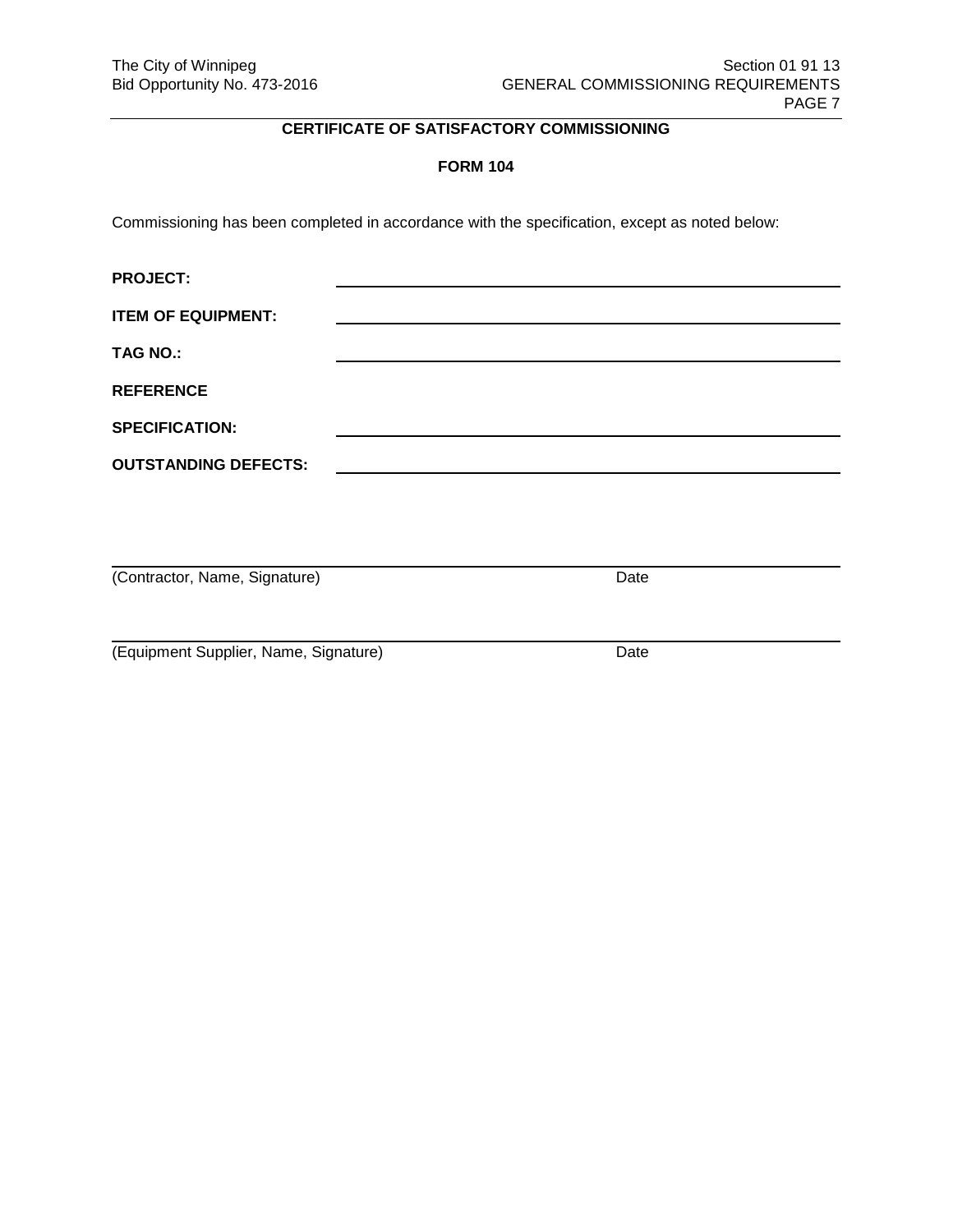**CERTIFICATE OF SATISFACTORY COMMISSIONING**

**FORM 104**

Commissioning has been completed in accordance with the specification, except as noted below:

**PROJECT:** \_\_\_\_\_\_\_\_\_\_\_\_\_\_\_\_\_\_\_\_\_\_\_\_\_\_\_\_\_\_\_\_\_\_\_\_\_\_\_\_

**ITEM OF EQUIPMENT:** \_\_\_\_\_\_\_\_\_\_\_\_\_\_\_\_\_\_\_\_\_\_\_\_\_\_\_\_\_\_\_\_\_\_\_\_\_\_\_\_

**TAG NO.:** \_\_\_\_\_\_\_\_\_\_\_\_\_\_\_\_\_\_\_\_\_\_\_\_\_\_\_\_\_\_\_\_\_\_\_\_\_\_\_\_

**REFERENCE**

**SPECIFICATION:** \_\_\_\_\_\_\_\_\_\_\_\_\_\_\_\_\_\_\_\_\_\_\_\_\_\_\_\_\_\_\_\_\_\_\_\_\_\_\_\_

**OUTSTANDING DEFECTS:** \_\_\_\_\_\_\_\_\_\_\_\_\_\_\_\_\_\_\_\_\_\_\_\_\_\_\_\_\_\_\_\_\_\_\_\_\_\_\_\_

\_\_\_\_\_\_\_\_\_\_\_\_\_\_\_\_\_\_\_\_\_\_\_\_\_\_\_\_\_\_\_\_\_\_\_\_\_\_\_\_\_\_\_\_\_\_\_\_\_\_\_\_\_\_\_\_\_\_\_\_\_\_\_\_\_\_\_\_

(Contractor, Name, Signature) Date

\_\_\_\_\_\_\_\_\_\_\_\_\_\_\_\_\_\_\_\_\_\_\_\_\_\_\_\_\_\_\_\_\_\_\_\_\_\_\_\_\_\_\_\_\_\_\_\_\_\_\_\_\_\_\_\_\_\_\_\_\_\_\_\_\_\_\_\_

(Equipment Supplier, Name, Signature) Date